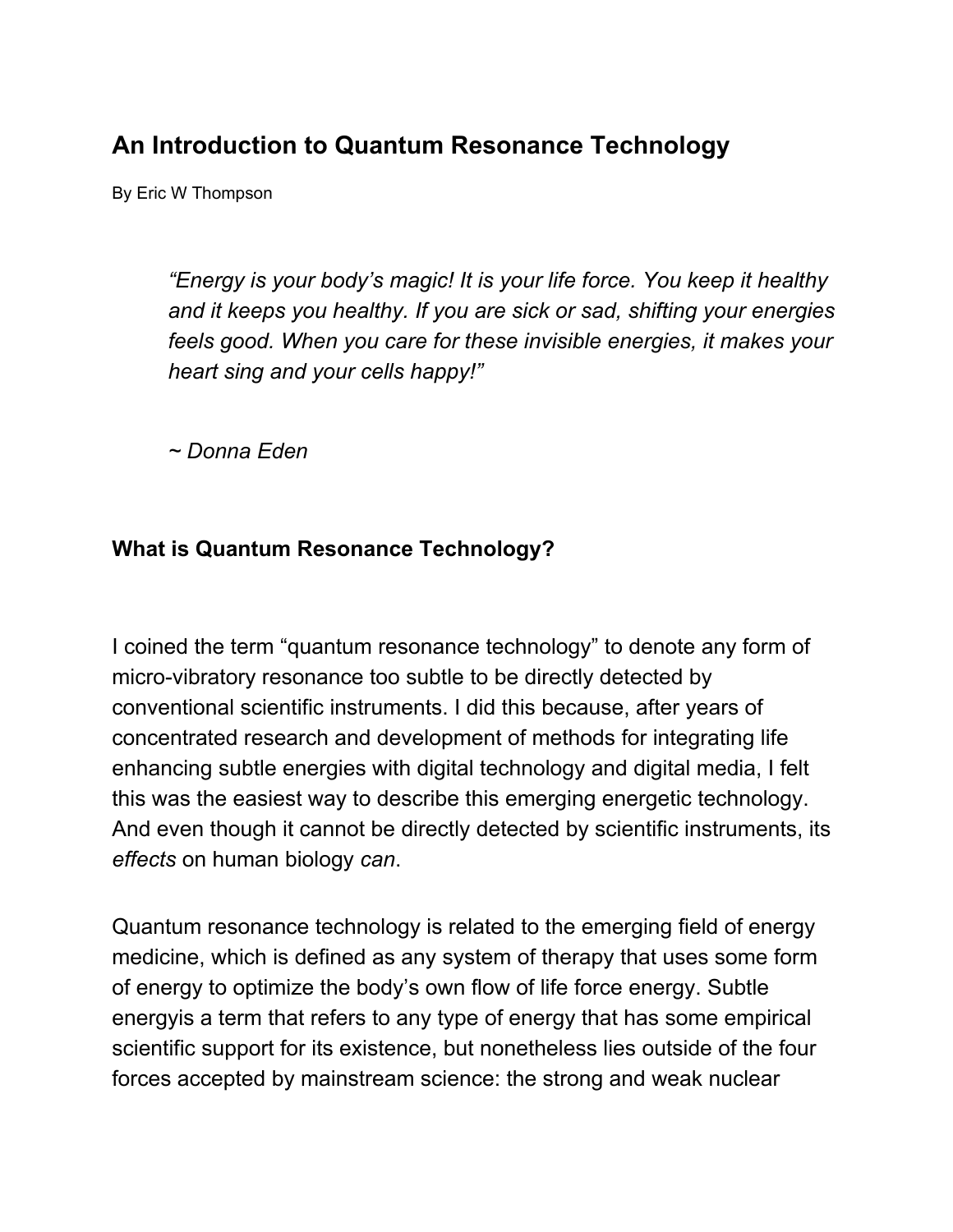# An Introduction to Quantum Resonance Technology

By Eric W Thompson

> *"Energy is your body's magic! It is your life force. You keep it healthy and it keeps you healthy. If you are sick or sad, shifting your energies feels good. When you care for these invisible energies, it makes your heart sing and your cells happy!"*
>
> *~ Donna Eden*

## What is Quantum Resonance Technology?

I coined the term "quantum resonance technology" to denote any form of micro-vibratory resonance too subtle to be directly detected by conventional scientific instruments. I did this because, after years of concentrated research and development of methods for integrating life enhancing subtle energies with digital technology and digital media, I felt this was the easiest way to describe this emerging energetic technology. And even though it cannot be directly detected by scientific instruments, its *effects* on human biology *can*.

Quantum resonance technology is related to the emerging field of energy medicine, which is defined as any system of therapy that uses some form of energy to optimize the body's own flow of life force energy. Subtle energyis a term that refers to any type of energy that has some empirical scientific support for its existence, but nonetheless lies outside of the four forces accepted by mainstream science: the strong and weak nuclear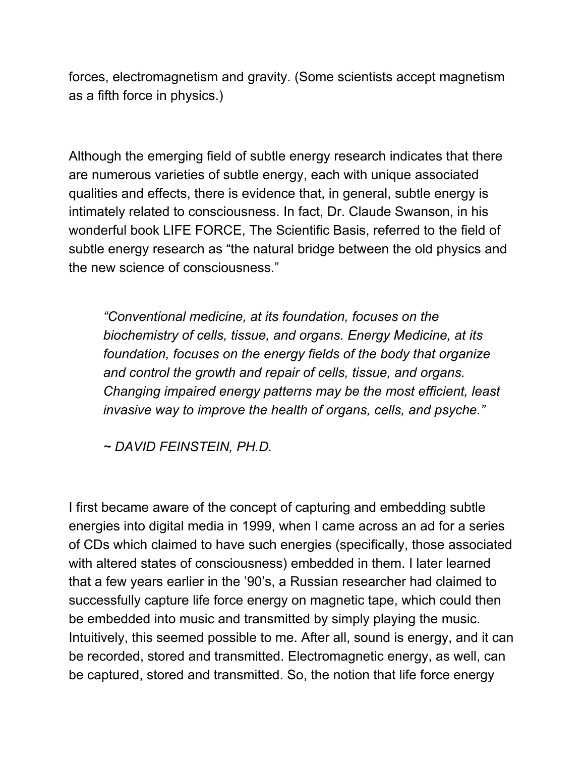forces, electromagnetism and gravity. (Some scientists accept magnetism as a fifth force in physics.)

Although the emerging field of subtle energy research indicates that there are numerous varieties of subtle energy, each with unique associated qualities and effects, there is evidence that, in general, subtle energy is intimately related to consciousness. In fact, Dr. Claude Swanson, in his wonderful book LIFE FORCE, The Scientific Basis, referred to the field of subtle energy research as "the natural bridge between the old physics and the new science of consciousness."

> *"Conventional medicine, at its foundation, focuses on the biochemistry of cells, tissue, and organs. Energy Medicine, at its foundation, focuses on the energy fields of the body that organize and control the growth and repair of cells, tissue, and organs. Changing impaired energy patterns may be the most efficient, least invasive way to improve the health of organs, cells, and psyche."*
>
> *~ DAVID FEINSTEIN, PH.D.*

I first became aware of the concept of capturing and embedding subtle energies into digital media in 1999, when I came across an ad for a series of CDs which claimed to have such energies (specifically, those associated with altered states of consciousness) embedded in them. I later learned that a few years earlier in the '90's, a Russian researcher had claimed to successfully capture life force energy on magnetic tape, which could then be embedded into music and transmitted by simply playing the music. Intuitively, this seemed possible to me. After all, sound is energy, and it can be recorded, stored and transmitted. Electromagnetic energy, as well, can be captured, stored and transmitted. So, the notion that life force energy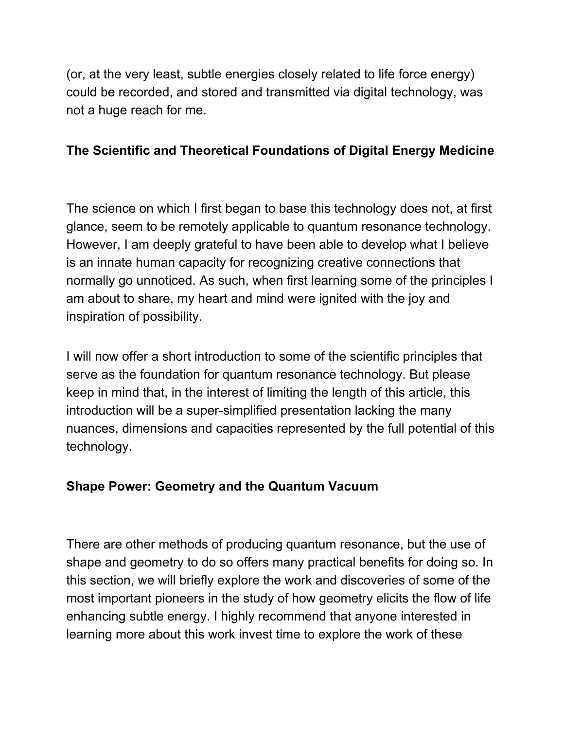(or, at the very least, subtle energies closely related to life force energy) could be recorded, and stored and transmitted via digital technology, was not a huge reach for me.

**The Scientific and Theoretical Foundations of Digital Energy Medicine**

The science on which I first began to base this technology does not, at first glance, seem to be remotely applicable to quantum resonance technology. However, I am deeply grateful to have been able to develop what I believe is an innate human capacity for recognizing creative connections that normally go unnoticed. As such, when first learning some of the principles I am about to share, my heart and mind were ignited with the joy and inspiration of possibility.

I will now offer a short introduction to some of the scientific principles that serve as the foundation for quantum resonance technology. But please keep in mind that, in the interest of limiting the length of this article, this introduction will be a super-simplified presentation lacking the many nuances, dimensions and capacities represented by the full potential of this technology.

**Shape Power: Geometry and the Quantum Vacuum**

There are other methods of producing quantum resonance, but the use of shape and geometry to do so offers many practical benefits for doing so. In this section, we will briefly explore the work and discoveries of some of the most important pioneers in the study of how geometry elicits the flow of life enhancing subtle energy. I highly recommend that anyone interested in learning more about this work invest time to explore the work of these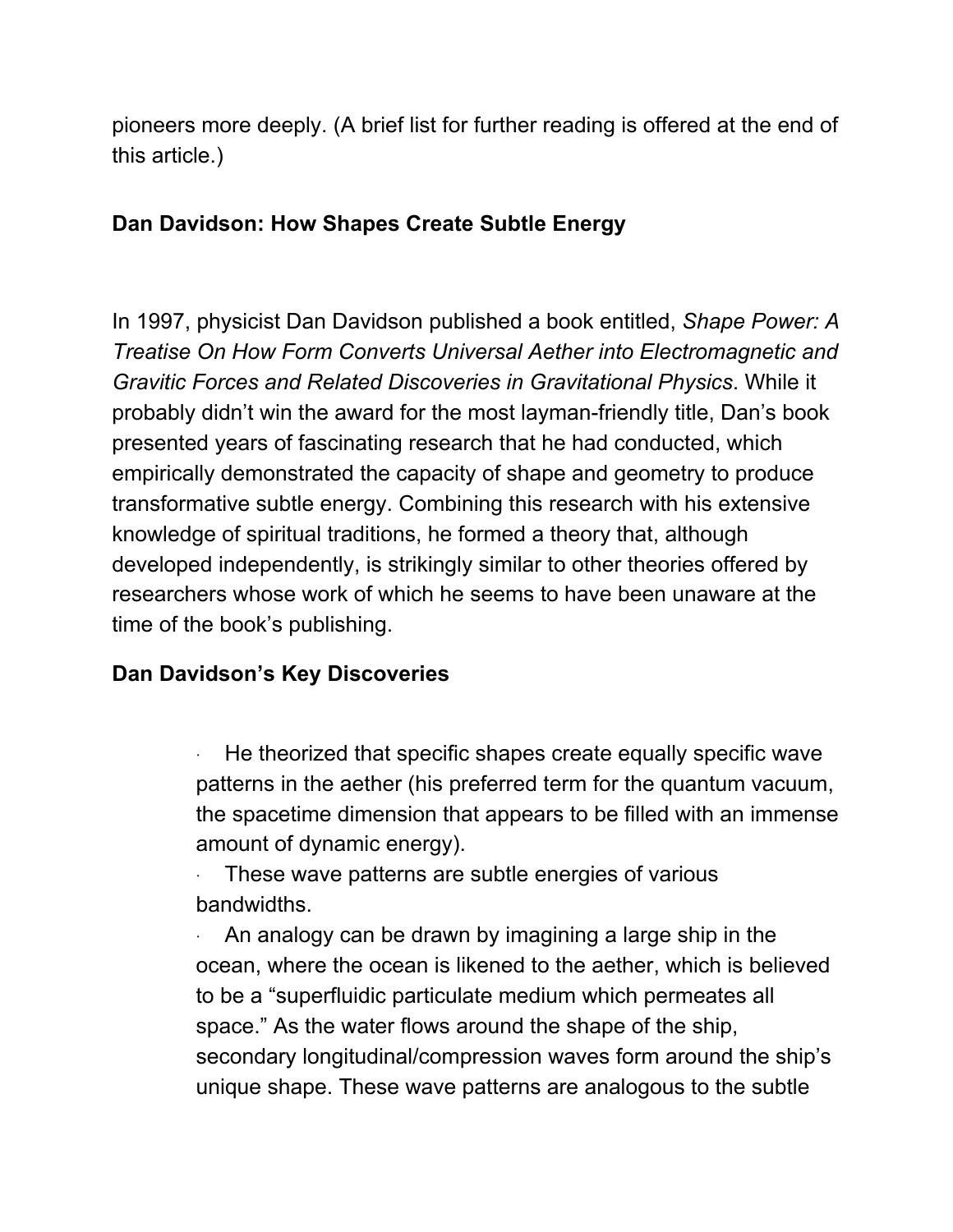pioneers more deeply. (A brief list for further reading is offered at the end of this article.)

**Dan Davidson: How Shapes Create Subtle Energy**

In 1997, physicist Dan Davidson published a book entitled, *Shape Power: A Treatise On How Form Converts Universal Aether into Electromagnetic and Gravitic Forces and Related Discoveries in Gravitational Physics*. While it probably didn't win the award for the most layman-friendly title, Dan's book presented years of fascinating research that he had conducted, which empirically demonstrated the capacity of shape and geometry to produce transformative subtle energy. Combining this research with his extensive knowledge of spiritual traditions, he formed a theory that, although developed independently, is strikingly similar to other theories offered by researchers whose work of which he seems to have been unaware at the time of the book's publishing.

**Dan Davidson's Key Discoveries**

- He theorized that specific shapes create equally specific wave patterns in the aether (his preferred term for the quantum vacuum, the spacetime dimension that appears to be filled with an immense amount of dynamic energy).
- These wave patterns are subtle energies of various bandwidths.
- An analogy can be drawn by imagining a large ship in the ocean, where the ocean is likened to the aether, which is believed to be a "superfluidic particulate medium which permeates all space." As the water flows around the shape of the ship, secondary longitudinal/compression waves form around the ship's unique shape. These wave patterns are analogous to the subtle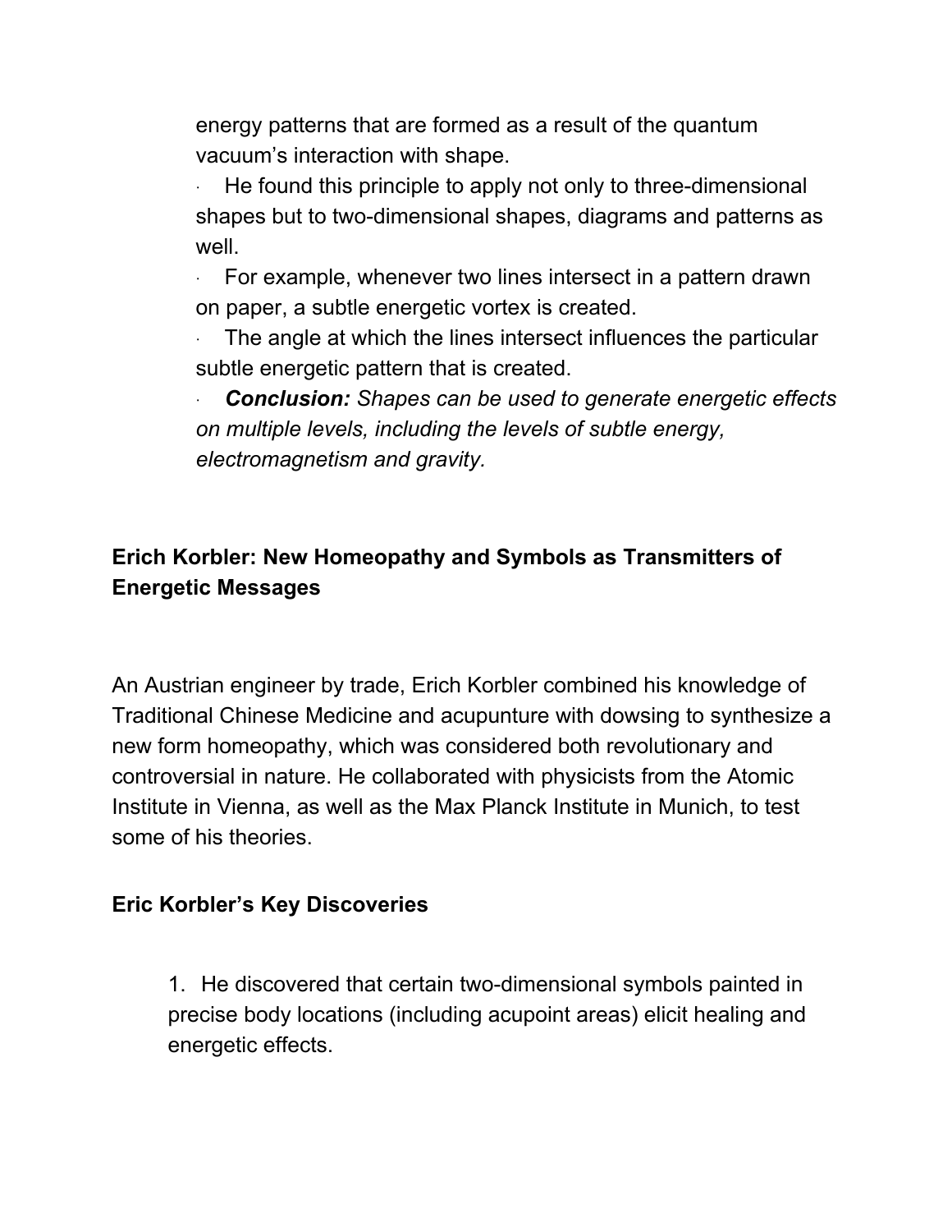energy patterns that are formed as a result of the quantum vacuum's interaction with shape.

- He found this principle to apply not only to three-dimensional shapes but to two-dimensional shapes, diagrams and patterns as well.
- For example, whenever two lines intersect in a pattern drawn on paper, a subtle energetic vortex is created.
- The angle at which the lines intersect influences the particular subtle energetic pattern that is created.
- ***Conclusion:*** *Shapes can be used to generate energetic effects on multiple levels, including the levels of subtle energy, electromagnetism and gravity.*

## Erich Korbler: New Homeopathy and Symbols as Transmitters of Energetic Messages

An Austrian engineer by trade, Erich Korbler combined his knowledge of Traditional Chinese Medicine and acupunture with dowsing to synthesize a new form homeopathy, which was considered both revolutionary and controversial in nature. He collaborated with physicists from the Atomic Institute in Vienna, as well as the Max Planck Institute in Munich, to test some of his theories.

## Eric Korbler's Key Discoveries

1. He discovered that certain two-dimensional symbols painted in precise body locations (including acupoint areas) elicit healing and energetic effects.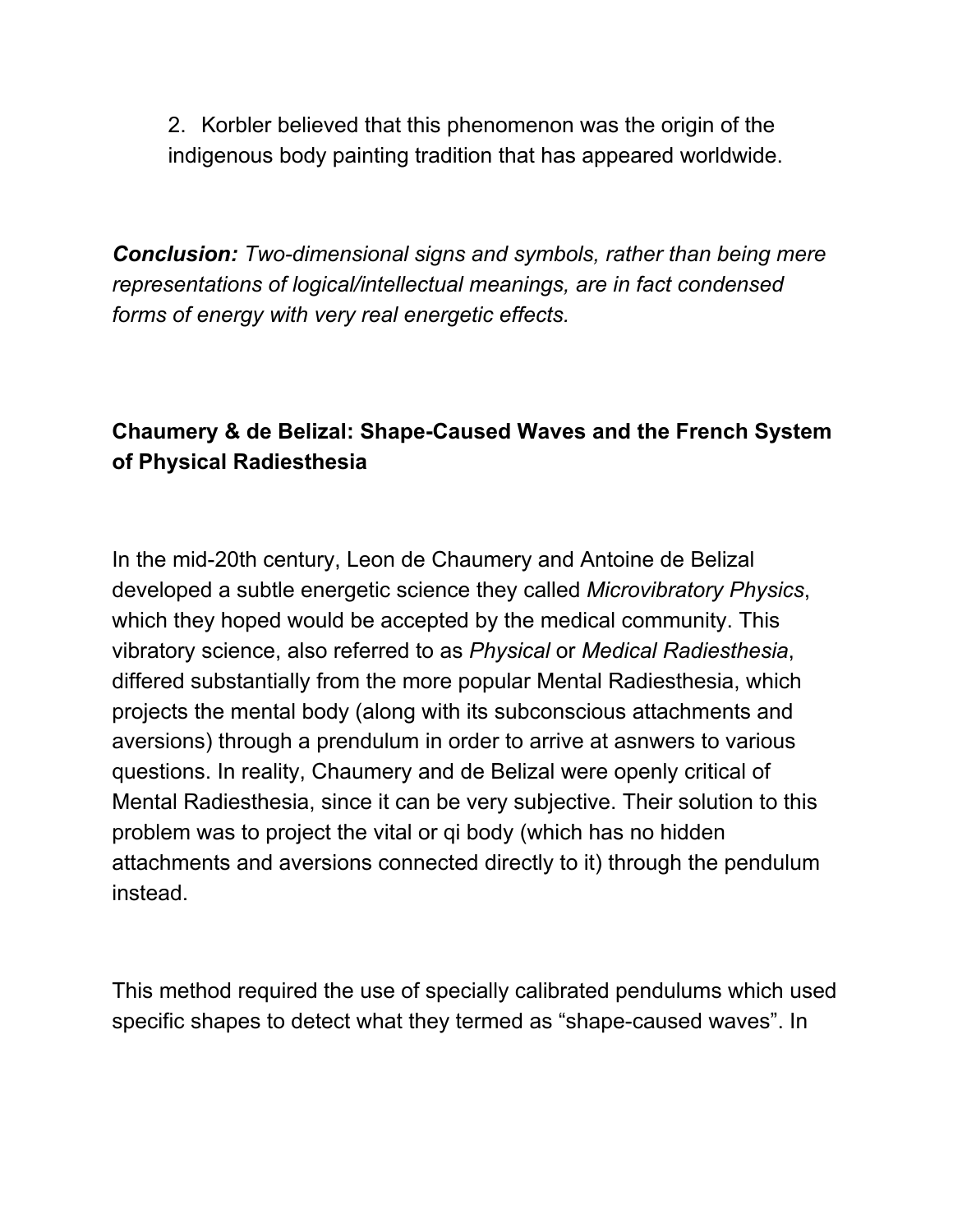2. Korbler believed that this phenomenon was the origin of the indigenous body painting tradition that has appeared worldwide.

***Conclusion:*** *Two-dimensional signs and symbols, rather than being mere representations of logical/intellectual meanings, are in fact condensed forms of energy with very real energetic effects.*

### Chaumery & de Belizal: Shape-Caused Waves and the French System of Physical Radiesthesia

In the mid-20th century, Leon de Chaumery and Antoine de Belizal developed a subtle energetic science they called *Microvibratory Physics*, which they hoped would be accepted by the medical community. This vibratory science, also referred to as *Physical* or *Medical Radiesthesia*, differed substantially from the more popular Mental Radiesthesia, which projects the mental body (along with its subconscious attachments and aversions) through a prendulum in order to arrive at asnwers to various questions. In reality, Chaumery and de Belizal were openly critical of Mental Radiesthesia, since it can be very subjective. Their solution to this problem was to project the vital or qi body (which has no hidden attachments and aversions connected directly to it) through the pendulum instead.

This method required the use of specially calibrated pendulums which used specific shapes to detect what they termed as "shape-caused waves". In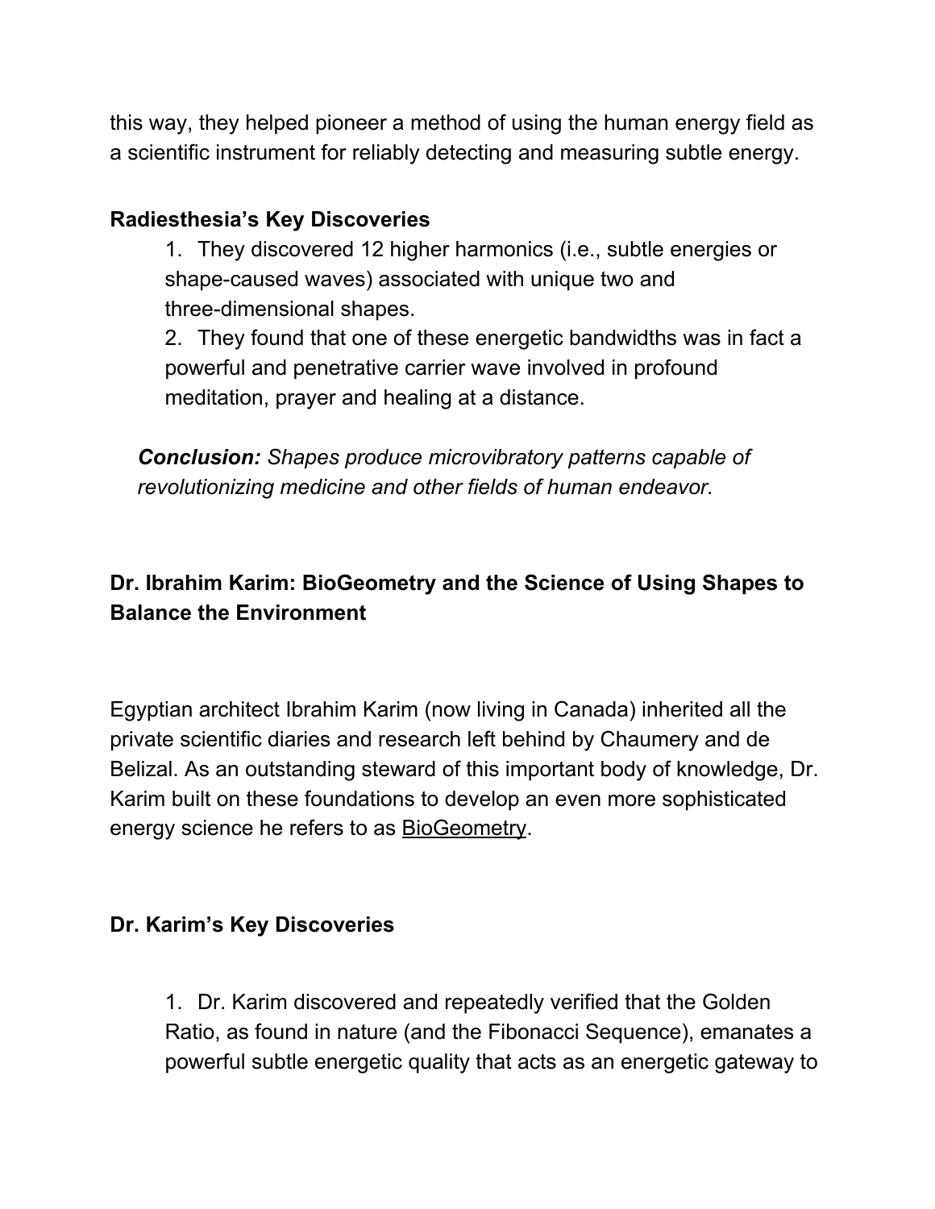this way, they helped pioneer a method of using the human energy field as a scientific instrument for reliably detecting and measuring subtle energy.

**Radiesthesia's Key Discoveries**

1. They discovered 12 higher harmonics (i.e., subtle energies or shape-caused waves) associated with unique two and three-dimensional shapes.
2. They found that one of these energetic bandwidths was in fact a powerful and penetrative carrier wave involved in profound meditation, prayer and healing at a distance.

***Conclusion:*** *Shapes produce microvibratory patterns capable of revolutionizing medicine and other fields of human endeavor.*

## Dr. Ibrahim Karim: BioGeometry and the Science of Using Shapes to Balance the Environment

Egyptian architect Ibrahim Karim (now living in Canada) inherited all the private scientific diaries and research left behind by Chaumery and de Belizal. As an outstanding steward of this important body of knowledge, Dr. Karim built on these foundations to develop an even more sophisticated energy science he refers to as BioGeometry.

**Dr. Karim's Key Discoveries**

1. Dr. Karim discovered and repeatedly verified that the Golden Ratio, as found in nature (and the Fibonacci Sequence), emanates a powerful subtle energetic quality that acts as an energetic gateway to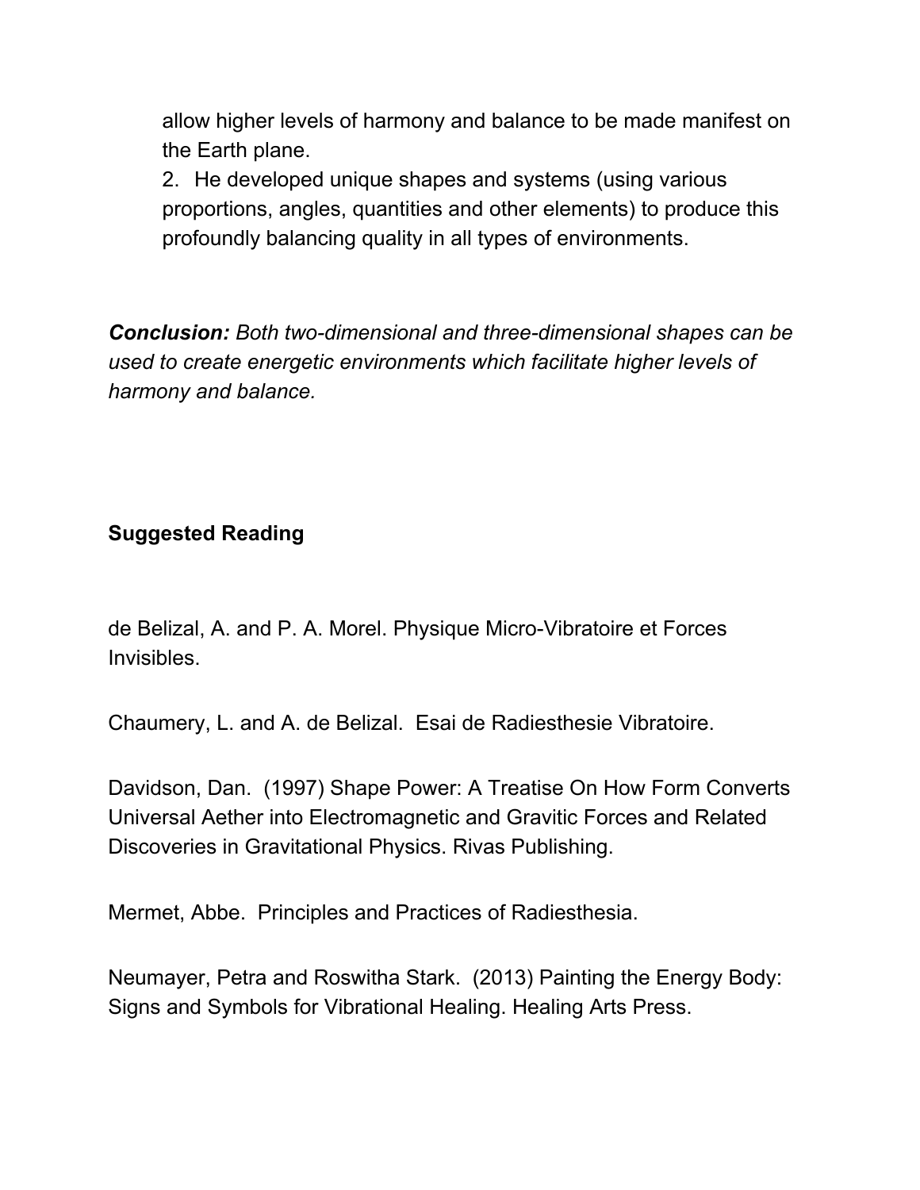allow higher levels of harmony and balance to be made manifest on the Earth plane.

2. He developed unique shapes and systems (using various proportions, angles, quantities and other elements) to produce this profoundly balancing quality in all types of environments.

***Conclusion:*** *Both two-dimensional and three-dimensional shapes can be used to create energetic environments which facilitate higher levels of harmony and balance.*

**Suggested Reading**

de Belizal, A. and P. A. Morel. Physique Micro-Vibratoire et Forces Invisibles.

Chaumery, L. and A. de Belizal. Esai de Radiesthesie Vibratoire.

Davidson, Dan. (1997) Shape Power: A Treatise On How Form Converts Universal Aether into Electromagnetic and Gravitic Forces and Related Discoveries in Gravitational Physics. Rivas Publishing.

Mermet, Abbe. Principles and Practices of Radiesthesia.

Neumayer, Petra and Roswitha Stark. (2013) Painting the Energy Body: Signs and Symbols for Vibrational Healing. Healing Arts Press.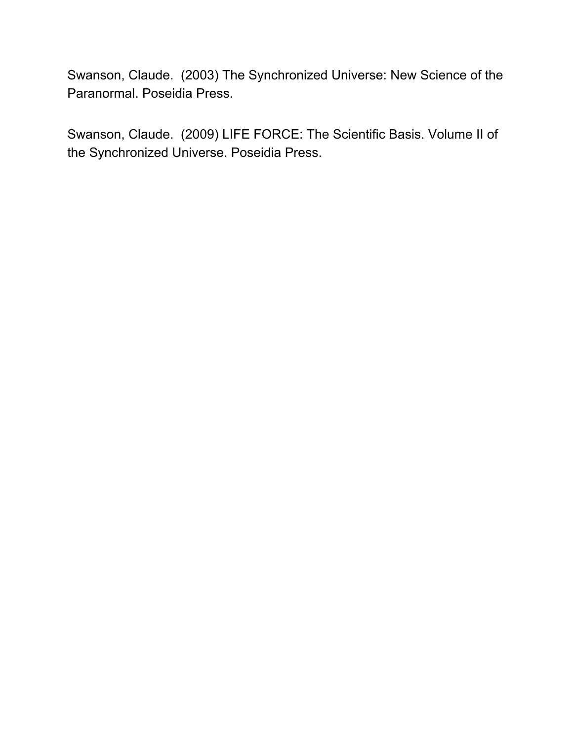Swanson, Claude. (2003) The Synchronized Universe: New Science of the Paranormal. Poseidia Press.

Swanson, Claude. (2009) LIFE FORCE: The Scientific Basis. Volume II of the Synchronized Universe. Poseidia Press.